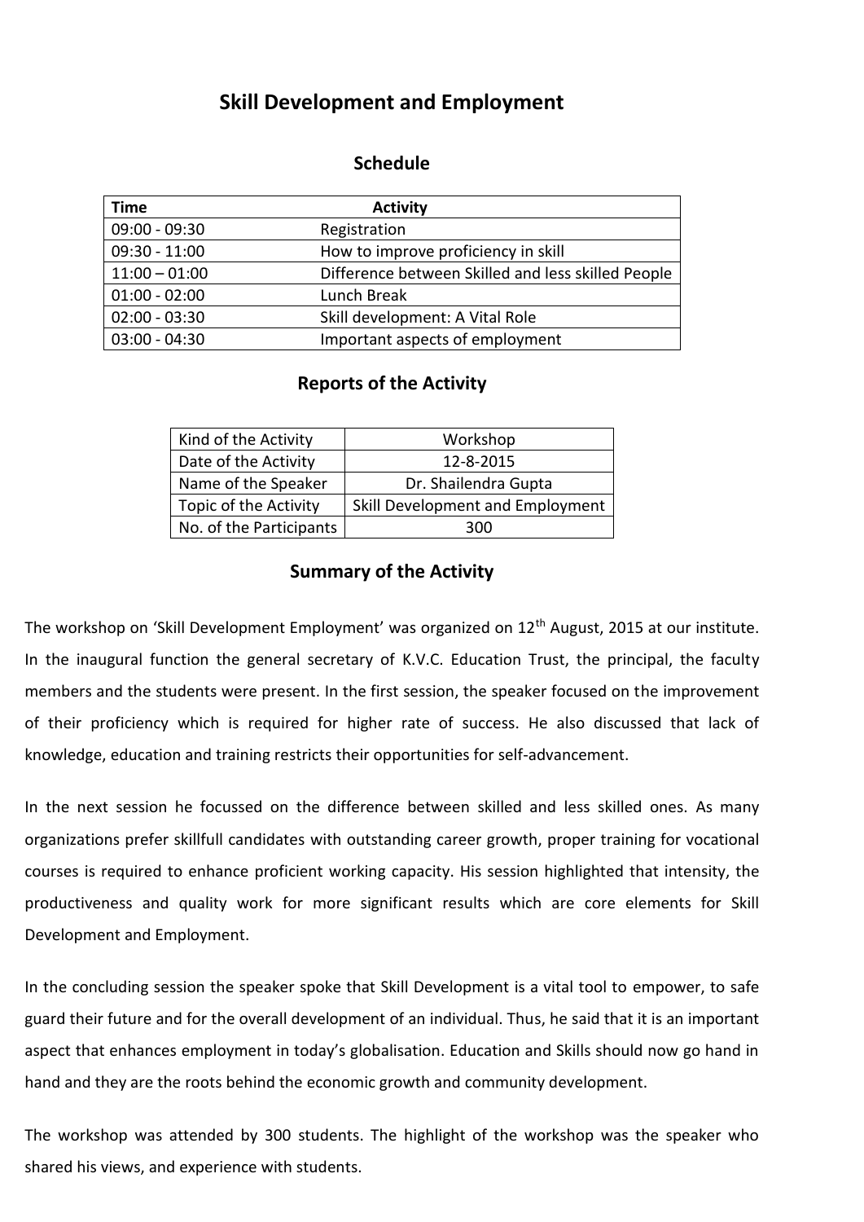# Skill Development and Employment

## Schedule

| Time | Activity |
|---|---|
| 09:00 - 09:30 | Registration |
| 09:30 - 11:00 | How to improve proficiency in skill |
| 11:00 – 01:00 | Difference between Skilled and less skilled People |
| 01:00 - 02:00 | Lunch Break |
| 02:00 - 03:30 | Skill development: A Vital Role |
| 03:00 - 04:30 | Important aspects of employment |

## Reports of the Activity

| | |
|---|---|
| Kind of the Activity | Workshop |
| Date of the Activity | 12-8-2015 |
| Name of the Speaker | Dr. Shailendra Gupta |
| Topic of the Activity | Skill Development and Employment |
| No. of the Participants | 300 |

## Summary of the Activity

The workshop on 'Skill Development Employment' was organized on 12th August, 2015 at our institute. In the inaugural function the general secretary of K.V.C. Education Trust, the principal, the faculty members and the students were present. In the first session, the speaker focused on the improvement of their proficiency which is required for higher rate of success. He also discussed that lack of knowledge, education and training restricts their opportunities for self-advancement.

In the next session he focussed on the difference between skilled and less skilled ones. As many organizations prefer skillfull candidates with outstanding career growth, proper training for vocational courses is required to enhance proficient working capacity. His session highlighted that intensity, the productiveness and quality work for more significant results which are core elements for Skill Development and Employment.

In the concluding session the speaker spoke that Skill Development is a vital tool to empower, to safe guard their future and for the overall development of an individual. Thus, he said that it is an important aspect that enhances employment in today's globalisation. Education and Skills should now go hand in hand and they are the roots behind the economic growth and community development.

The workshop was attended by 300 students. The highlight of the workshop was the speaker who shared his views, and experience with students.